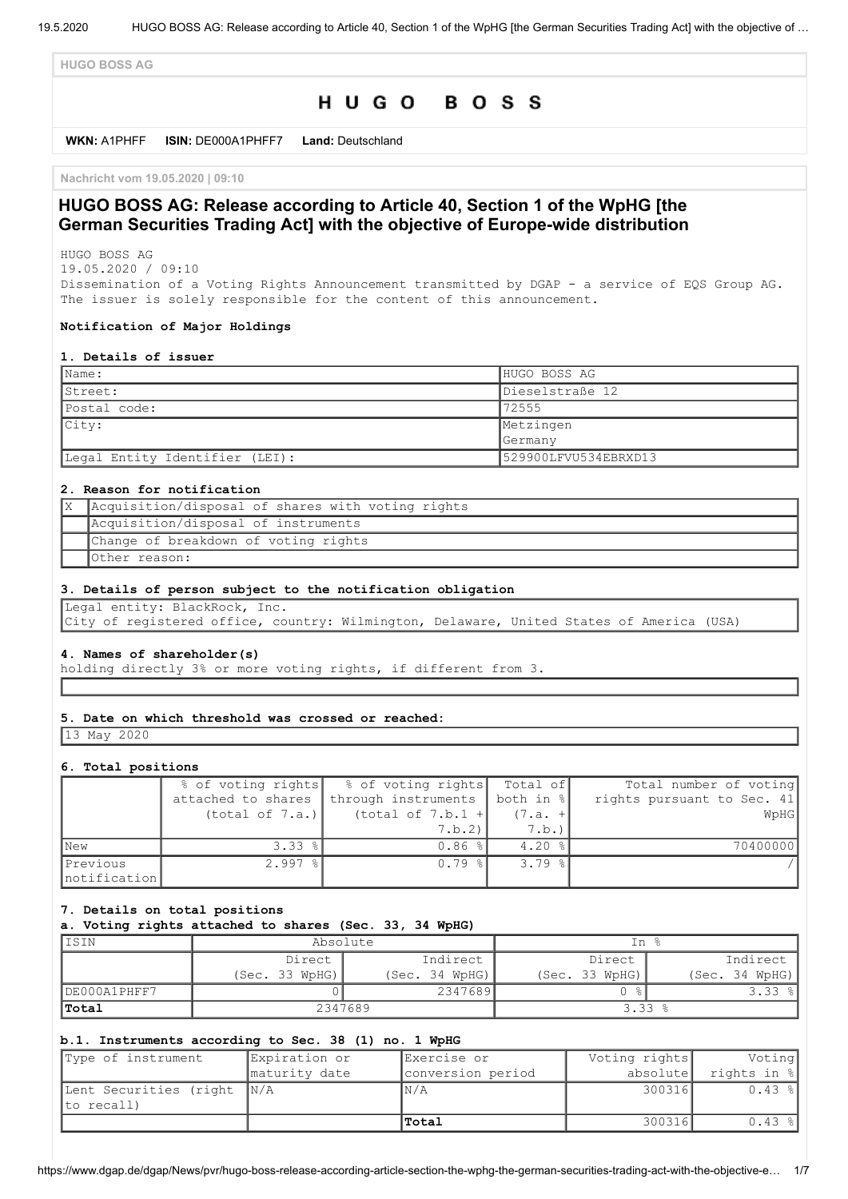HUGO BOSS AG

# HUGO BOSS

**WKN:** A1PHFF **ISIN:** DE000A1PHFF7 **Land:** Deutschland

Nachricht vom 19.05.2020 | 09:10

## HUGO BOSS AG: Release according to Article 40, Section 1 of the WpHG [the German Securities Trading Act] with the objective of Europe-wide distribution

HUGO BOSS AG
19.05.2020 / 09:10
Dissemination of a Voting Rights Announcement transmitted by DGAP - a service of EQS Group AG.
The issuer is solely responsible for the content of this announcement.

**Notification of Major Holdings**

**1. Details of issuer**

| | |
|---|---|
| Name: | HUGO BOSS AG |
| Street: | Dieselstraße 12 |
| Postal code: | 72555 |
| City: | Metzingen Germany |
| Legal Entity Identifier (LEI): | 529900LFVU534EBRXD13 |

**2. Reason for notification**

| | |
|---|---|
| X | Acquisition/disposal of shares with voting rights |
| | Acquisition/disposal of instruments |
| | Change of breakdown of voting rights |
| | Other reason: |

**3. Details of person subject to the notification obligation**

Legal entity: BlackRock, Inc.
City of registered office, country: Wilmington, Delaware, United States of America (USA)

**4. Names of shareholder(s)**
holding directly 3% or more voting rights, if different from 3.

**5. Date on which threshold was crossed or reached:**

13 May 2020

**6. Total positions**

| | % of voting rights attached to shares (total of 7.a.) | % of voting rights through instruments (total of 7.b.1 + 7.b.2) | Total of both in % (7.a. + 7.b.) | Total number of voting rights pursuant to Sec. 41 WpHG |
|---|---|---|---|---|
| New | 3.33 % | 0.86 % | 4.20 % | 70400000 |
| Previous notification | 2.997 % | 0.79 % | 3.79 % | / |

**7. Details on total positions**

**a. Voting rights attached to shares (Sec. 33, 34 WpHG)**

| ISIN | Absolute | | In % | |
|---|---|---|---|---|
| | Direct (Sec. 33 WpHG) | Indirect (Sec. 34 WpHG) | Direct (Sec. 33 WpHG) | Indirect (Sec. 34 WpHG) |
| DE000A1PHFF7 | 0 | 2347689 | 0 % | 3.33 % |
| **Total** | 2347689 | | 3.33 % | |

**b.1. Instruments according to Sec. 38 (1) no. 1 WpHG**

| Type of instrument | Expiration or maturity date | Exercise or conversion period | Voting rights absolute | Voting rights in % |
|---|---|---|---|---|
| Lent Securities (right to recall) | N/A | N/A | 300316 | 0.43 % |
| | | **Total** | 300316 | 0.43 % |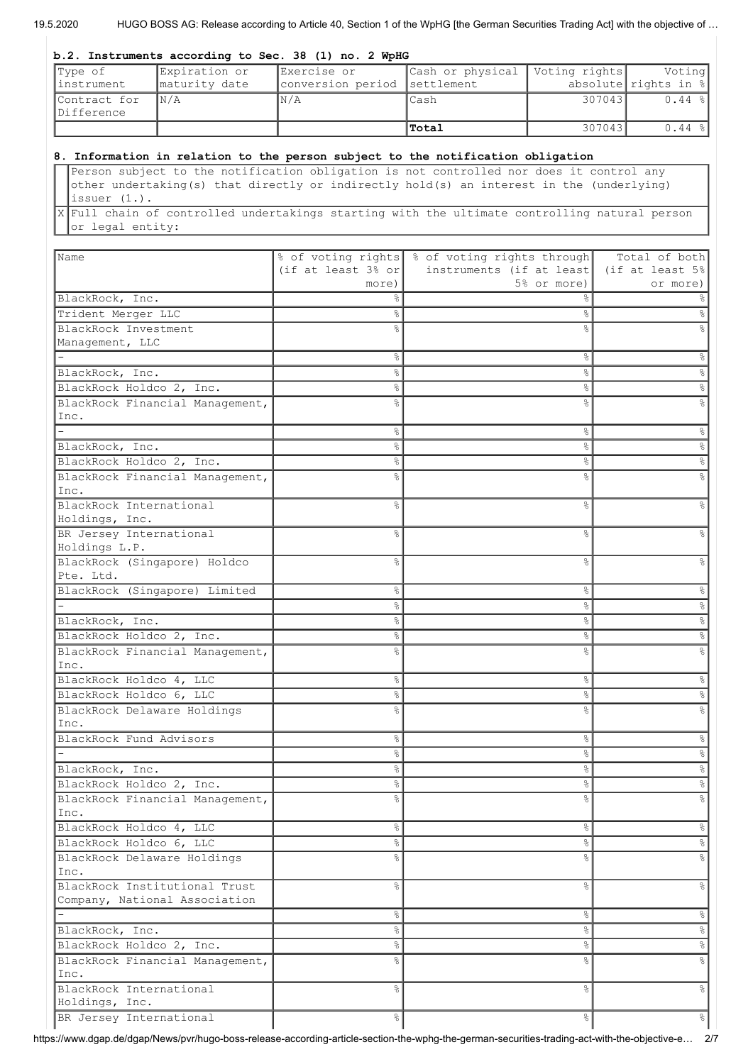### b.2. Instruments according to Sec. 38 (1) no. 2 WpHG

| Type of instrument | Expiration or maturity date | Exercise or conversion period | Cash or physical settlement | Voting rights absolute | Voting rights in % |
|---|---|---|---|---|---|
| Contract for Difference | N/A | N/A | Cash | 307043 | 0.44 % |
| | | | **Total** | 307043 | 0.44 % |

### 8. Information in relation to the person subject to the notification obligation

| | |
|---|---|
| | Person subject to the notification obligation is not controlled nor does it control any other undertaking(s) that directly or indirectly hold(s) an interest in the (underlying) issuer (1.). |
| X | Full chain of controlled undertakings starting with the ultimate controlling natural person or legal entity: |

| Name | % of voting rights (if at least 3% or more) | % of voting rights through instruments (if at least 5% or more) | Total of both (if at least 5% or more) |
|---|---|---|---|
| BlackRock, Inc. | % | % | % |
| Trident Merger LLC | % | % | % |
| BlackRock Investment Management, LLC | % | % | % |
| - | % | % | % |
| BlackRock, Inc. | % | % | % |
| BlackRock Holdco 2, Inc. | % | % | % |
| BlackRock Financial Management, Inc. | % | % | % |
| - | % | % | % |
| BlackRock, Inc. | % | % | % |
| BlackRock Holdco 2, Inc. | % | % | % |
| BlackRock Financial Management, Inc. | % | % | % |
| BlackRock International Holdings, Inc. | % | % | % |
| BR Jersey International Holdings L.P. | % | % | % |
| BlackRock (Singapore) Holdco Pte. Ltd. | % | % | % |
| BlackRock (Singapore) Limited | % | % | % |
| - | % | % | % |
| BlackRock, Inc. | % | % | % |
| BlackRock Holdco 2, Inc. | % | % | % |
| BlackRock Financial Management, Inc. | % | % | % |
| BlackRock Holdco 4, LLC | % | % | % |
| BlackRock Holdco 6, LLC | % | % | % |
| BlackRock Delaware Holdings Inc. | % | % | % |
| BlackRock Fund Advisors | % | % | % |
| - | % | % | % |
| BlackRock, Inc. | % | % | % |
| BlackRock Holdco 2, Inc. | % | % | % |
| BlackRock Financial Management, Inc. | % | % | % |
| BlackRock Holdco 4, LLC | % | % | % |
| BlackRock Holdco 6, LLC | % | % | % |
| BlackRock Delaware Holdings Inc. | % | % | % |
| BlackRock Institutional Trust Company, National Association | % | % | % |
| - | % | % | % |
| BlackRock, Inc. | % | % | % |
| BlackRock Holdco 2, Inc. | % | % | % |
| BlackRock Financial Management, Inc. | % | % | % |
| BlackRock International Holdings, Inc. | % | % | % |
| BR Jersey International | % | % | % |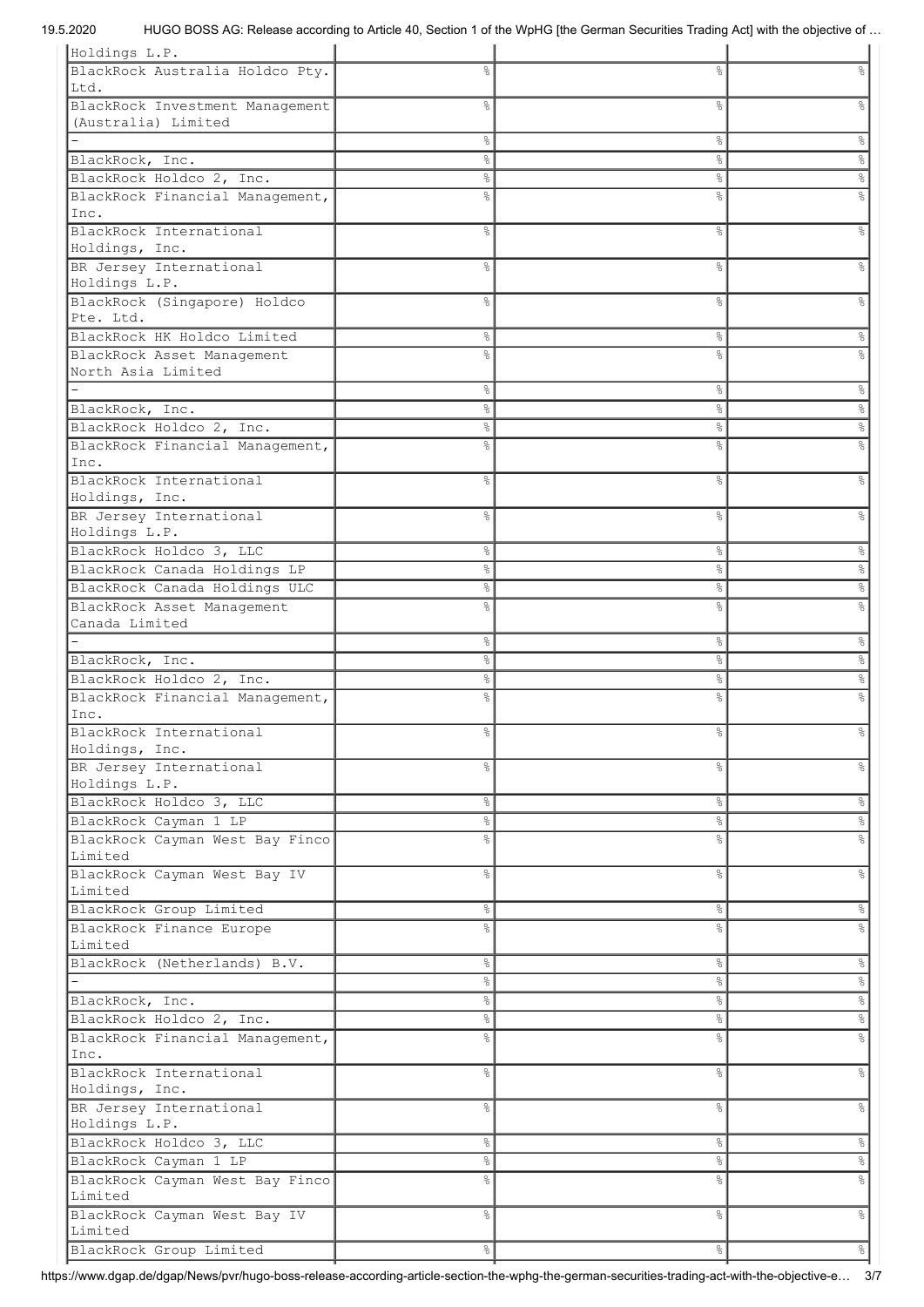| | | | |
|---|---|---|---|
| Holdings L.P. | | | |
| BlackRock Australia Holdco Pty. Ltd. | % | % | % |
| BlackRock Investment Management (Australia) Limited | % | % | % |
| - | % | % | % |
| BlackRock, Inc. | % | % | % |
| BlackRock Holdco 2, Inc. | % | % | % |
| BlackRock Financial Management, Inc. | % | % | % |
| BlackRock International Holdings, Inc. | % | % | % |
| BR Jersey International Holdings L.P. | % | % | % |
| BlackRock (Singapore) Holdco Pte. Ltd. | % | % | % |
| BlackRock HK Holdco Limited | % | % | % |
| BlackRock Asset Management North Asia Limited | % | % | % |
| - | % | % | % |
| BlackRock, Inc. | % | % | % |
| BlackRock Holdco 2, Inc. | % | % | % |
| BlackRock Financial Management, Inc. | % | % | % |
| BlackRock International Holdings, Inc. | % | % | % |
| BR Jersey International Holdings L.P. | % | % | % |
| BlackRock Holdco 3, LLC | % | % | % |
| BlackRock Canada Holdings LP | % | % | % |
| BlackRock Canada Holdings ULC | % | % | % |
| BlackRock Asset Management Canada Limited | % | % | % |
| - | % | % | % |
| BlackRock, Inc. | % | % | % |
| BlackRock Holdco 2, Inc. | % | % | % |
| BlackRock Financial Management, Inc. | % | % | % |
| BlackRock International Holdings, Inc. | % | % | % |
| BR Jersey International Holdings L.P. | % | % | % |
| BlackRock Holdco 3, LLC | % | % | % |
| BlackRock Cayman 1 LP | % | % | % |
| BlackRock Cayman West Bay Finco Limited | % | % | % |
| BlackRock Cayman West Bay IV Limited | % | % | % |
| BlackRock Group Limited | % | % | % |
| BlackRock Finance Europe Limited | % | % | % |
| BlackRock (Netherlands) B.V. | % | % | % |
| - | % | % | % |
| BlackRock, Inc. | % | % | % |
| BlackRock Holdco 2, Inc. | % | % | % |
| BlackRock Financial Management, Inc. | % | % | % |
| BlackRock International Holdings, Inc. | % | % | % |
| BR Jersey International Holdings L.P. | % | % | % |
| BlackRock Holdco 3, LLC | % | % | % |
| BlackRock Cayman 1 LP | % | % | % |
| BlackRock Cayman West Bay Finco Limited | % | % | % |
| BlackRock Cayman West Bay IV Limited | % | % | % |
| BlackRock Group Limited | % | % | % |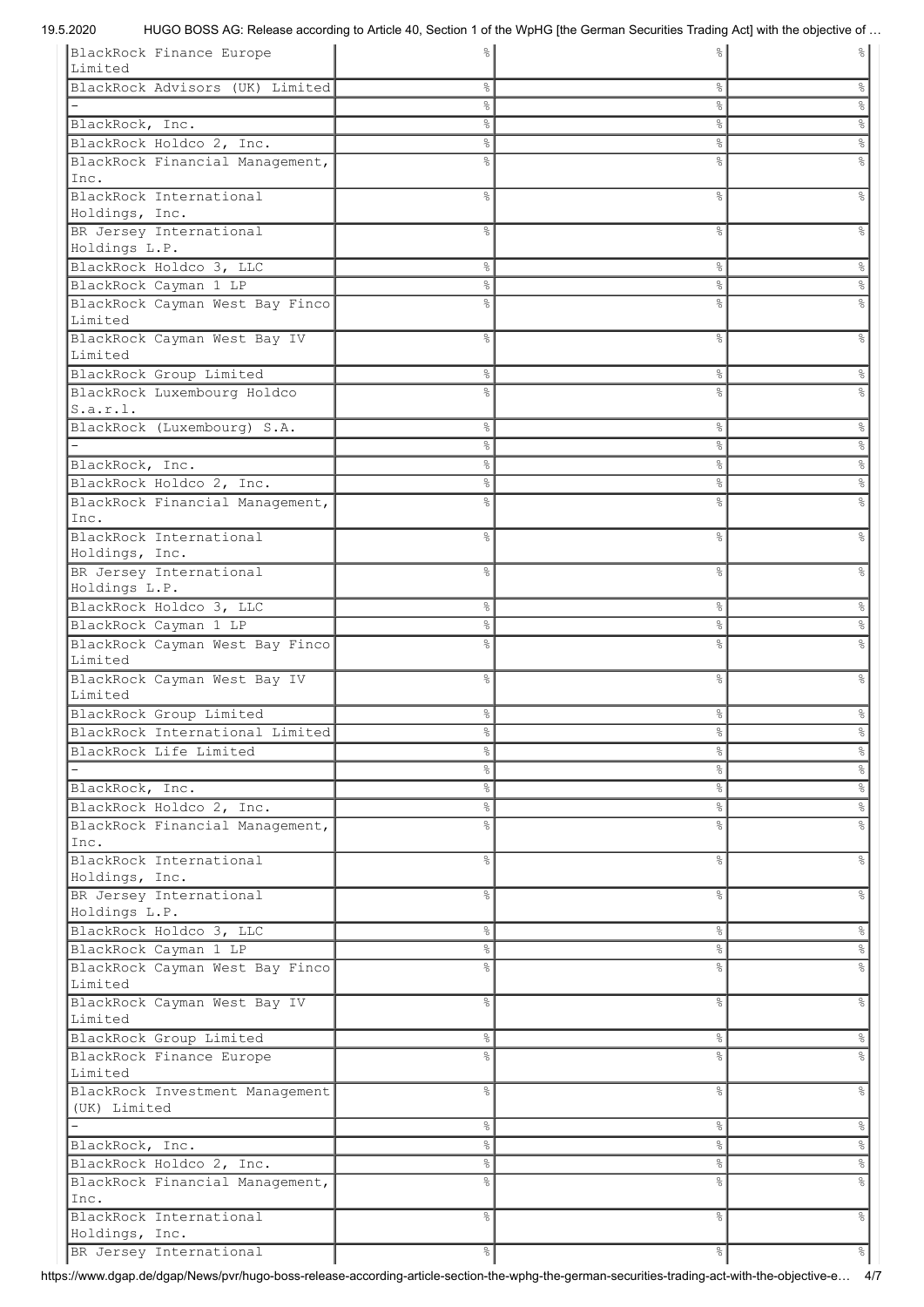| | | | |
|---|---|---|---|
| BlackRock Finance Europe Limited | % | % | % |
| BlackRock Advisors (UK) Limited | % | % | % |
| - | % | % | % |
| BlackRock, Inc. | % | % | % |
| BlackRock Holdco 2, Inc. | % | % | % |
| BlackRock Financial Management, Inc. | % | % | % |
| BlackRock International Holdings, Inc. | % | % | % |
| BR Jersey International Holdings L.P. | % | % | % |
| BlackRock Holdco 3, LLC | % | % | % |
| BlackRock Cayman 1 LP | % | % | % |
| BlackRock Cayman West Bay Finco Limited | % | % | % |
| BlackRock Cayman West Bay IV Limited | % | % | % |
| BlackRock Group Limited | % | % | % |
| BlackRock Luxembourg Holdco S.a.r.l. | % | % | % |
| BlackRock (Luxembourg) S.A. | % | % | % |
| - | % | % | % |
| BlackRock, Inc. | % | % | % |
| BlackRock Holdco 2, Inc. | % | % | % |
| BlackRock Financial Management, Inc. | % | % | % |
| BlackRock International Holdings, Inc. | % | % | % |
| BR Jersey International Holdings L.P. | % | % | % |
| BlackRock Holdco 3, LLC | % | % | % |
| BlackRock Cayman 1 LP | % | % | % |
| BlackRock Cayman West Bay Finco Limited | % | % | % |
| BlackRock Cayman West Bay IV Limited | % | % | % |
| BlackRock Group Limited | % | % | % |
| BlackRock International Limited | % | % | % |
| BlackRock Life Limited | % | % | % |
| - | % | % | % |
| BlackRock, Inc. | % | % | % |
| BlackRock Holdco 2, Inc. | % | % | % |
| BlackRock Financial Management, Inc. | % | % | % |
| BlackRock International Holdings, Inc. | % | % | % |
| BR Jersey International Holdings L.P. | % | % | % |
| BlackRock Holdco 3, LLC | % | % | % |
| BlackRock Cayman 1 LP | % | % | % |
| BlackRock Cayman West Bay Finco Limited | % | % | % |
| BlackRock Cayman West Bay IV Limited | % | % | % |
| BlackRock Group Limited | % | % | % |
| BlackRock Finance Europe Limited | % | % | % |
| BlackRock Investment Management (UK) Limited | % | % | % |
| - | % | % | % |
| BlackRock, Inc. | % | % | % |
| BlackRock Holdco 2, Inc. | % | % | % |
| BlackRock Financial Management, Inc. | % | % | % |
| BlackRock International Holdings, Inc. | % | % | % |
| BR Jersey International | % | % | % |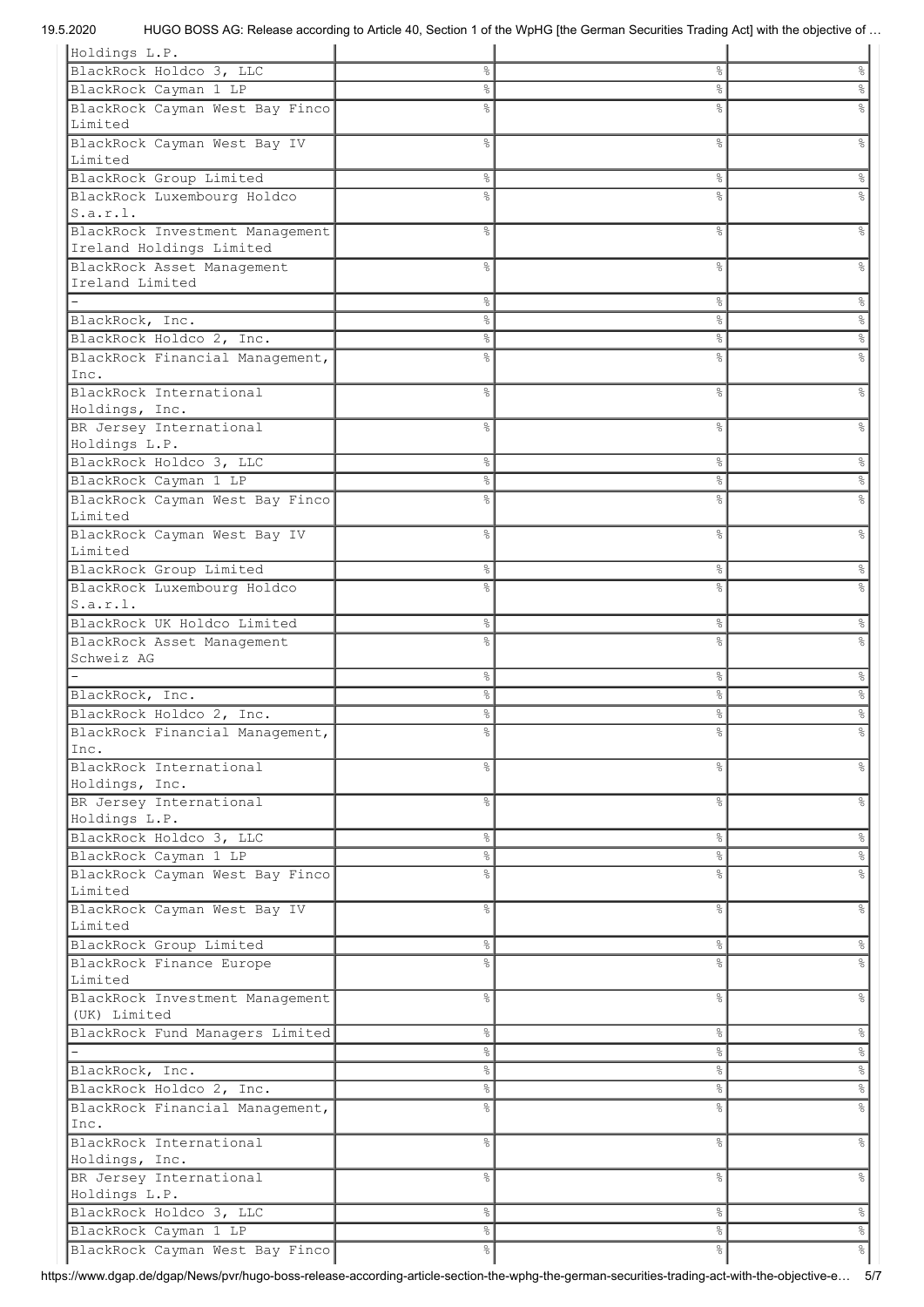| | | | |
|---|---|---|---|
| Holdings L.P. | | | |
| BlackRock Holdco 3, LLC | % | % | % |
| BlackRock Cayman 1 LP | % | % | % |
| BlackRock Cayman West Bay Finco Limited | % | % | % |
| BlackRock Cayman West Bay IV Limited | % | % | % |
| BlackRock Group Limited | % | % | % |
| BlackRock Luxembourg Holdco S.a.r.l. | % | % | % |
| BlackRock Investment Management Ireland Holdings Limited | % | % | % |
| BlackRock Asset Management Ireland Limited | % | % | % |
| - | % | % | % |
| BlackRock, Inc. | % | % | % |
| BlackRock Holdco 2, Inc. | % | % | % |
| BlackRock Financial Management, Inc. | % | % | % |
| BlackRock International Holdings, Inc. | % | % | % |
| BR Jersey International Holdings L.P. | % | % | % |
| BlackRock Holdco 3, LLC | % | % | % |
| BlackRock Cayman 1 LP | % | % | % |
| BlackRock Cayman West Bay Finco Limited | % | % | % |
| BlackRock Cayman West Bay IV Limited | % | % | % |
| BlackRock Group Limited | % | % | % |
| BlackRock Luxembourg Holdco S.a.r.l. | % | % | % |
| BlackRock UK Holdco Limited | % | % | % |
| BlackRock Asset Management Schweiz AG | % | % | % |
| - | % | % | % |
| BlackRock, Inc. | % | % | % |
| BlackRock Holdco 2, Inc. | % | % | % |
| BlackRock Financial Management, Inc. | % | % | % |
| BlackRock International Holdings, Inc. | % | % | % |
| BR Jersey International Holdings L.P. | % | % | % |
| BlackRock Holdco 3, LLC | % | % | % |
| BlackRock Cayman 1 LP | % | % | % |
| BlackRock Cayman West Bay Finco Limited | % | % | % |
| BlackRock Cayman West Bay IV Limited | % | % | % |
| BlackRock Group Limited | % | % | % |
| BlackRock Finance Europe Limited | % | % | % |
| BlackRock Investment Management (UK) Limited | % | % | % |
| BlackRock Fund Managers Limited | % | % | % |
| - | % | % | % |
| BlackRock, Inc. | % | % | % |
| BlackRock Holdco 2, Inc. | % | % | % |
| BlackRock Financial Management, Inc. | % | % | % |
| BlackRock International Holdings, Inc. | % | % | % |
| BR Jersey International Holdings L.P. | % | % | % |
| BlackRock Holdco 3, LLC | % | % | % |
| BlackRock Cayman 1 LP | % | % | % |
| BlackRock Cayman West Bay Finco | % | % | % |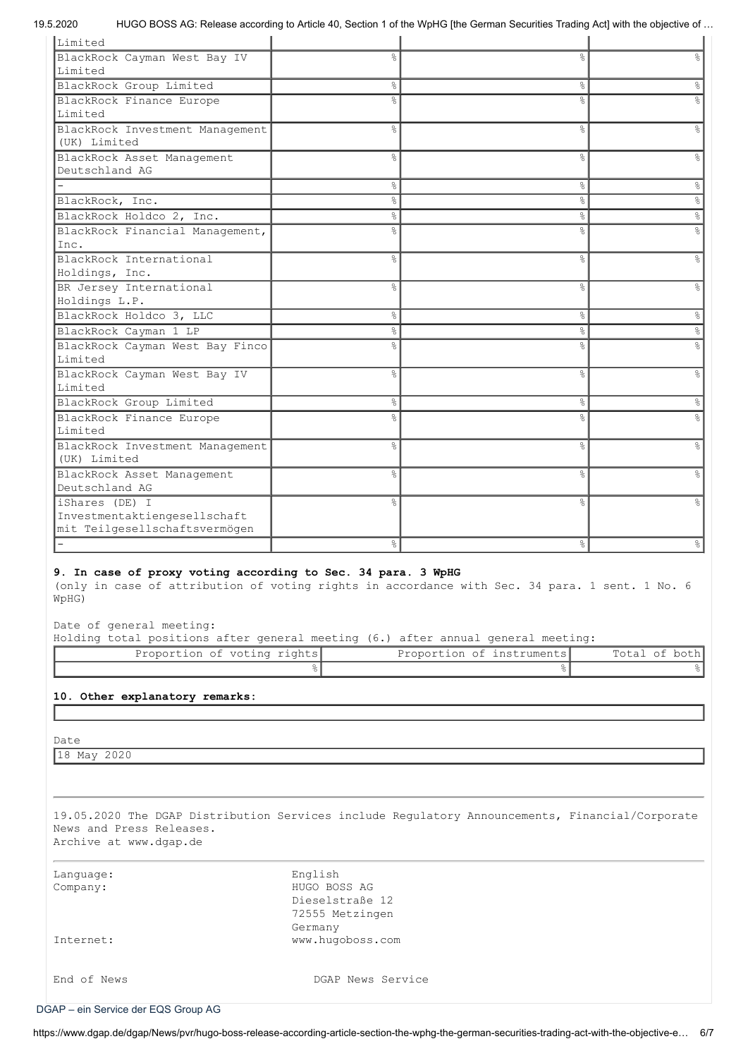| | | | |
|---|---|---|---|
| Limited | | | |
| BlackRock Cayman West Bay IV Limited | % | % | % |
| BlackRock Group Limited | % | % | % |
| BlackRock Finance Europe Limited | % | % | % |
| BlackRock Investment Management (UK) Limited | % | % | % |
| BlackRock Asset Management Deutschland AG | % | % | % |
| - | % | % | % |
| BlackRock, Inc. | % | % | % |
| BlackRock Holdco 2, Inc. | % | % | % |
| BlackRock Financial Management, Inc. | % | % | % |
| BlackRock International Holdings, Inc. | % | % | % |
| BR Jersey International Holdings L.P. | % | % | % |
| BlackRock Holdco 3, LLC | % | % | % |
| BlackRock Cayman 1 LP | % | % | % |
| BlackRock Cayman West Bay Finco Limited | % | % | % |
| BlackRock Cayman West Bay IV Limited | % | % | % |
| BlackRock Group Limited | % | % | % |
| BlackRock Finance Europe Limited | % | % | % |
| BlackRock Investment Management (UK) Limited | % | % | % |
| BlackRock Asset Management Deutschland AG | % | % | % |
| iShares (DE) I Investmentaktiengesellschaft mit Teilgesellschaftsvermögen | % | % | % |
| - | % | % | % |

**9. In case of proxy voting according to Sec. 34 para. 3 WpHG**
(only in case of attribution of voting rights in accordance with Sec. 34 para. 1 sent. 1 No. 6 WpHG)

Date of general meeting:
Holding total positions after general meeting (6.) after annual general meeting:

| Proportion of voting rights | Proportion of instruments | Total of both |
|---|---|---|
| % | % | % |

**10. Other explanatory remarks:**

Date
18 May 2020

---

19.05.2020 The DGAP Distribution Services include Regulatory Announcements, Financial/Corporate News and Press Releases.
Archive at www.dgap.de

---

| | |
|---|---|
| Language: | English |
| Company: | HUGO BOSS AG<br>Dieselstraße 12<br>72555 Metzingen<br>Germany |
| Internet: | www.hugoboss.com |

End of News DGAP News Service

DGAP – ein Service der EQS Group AG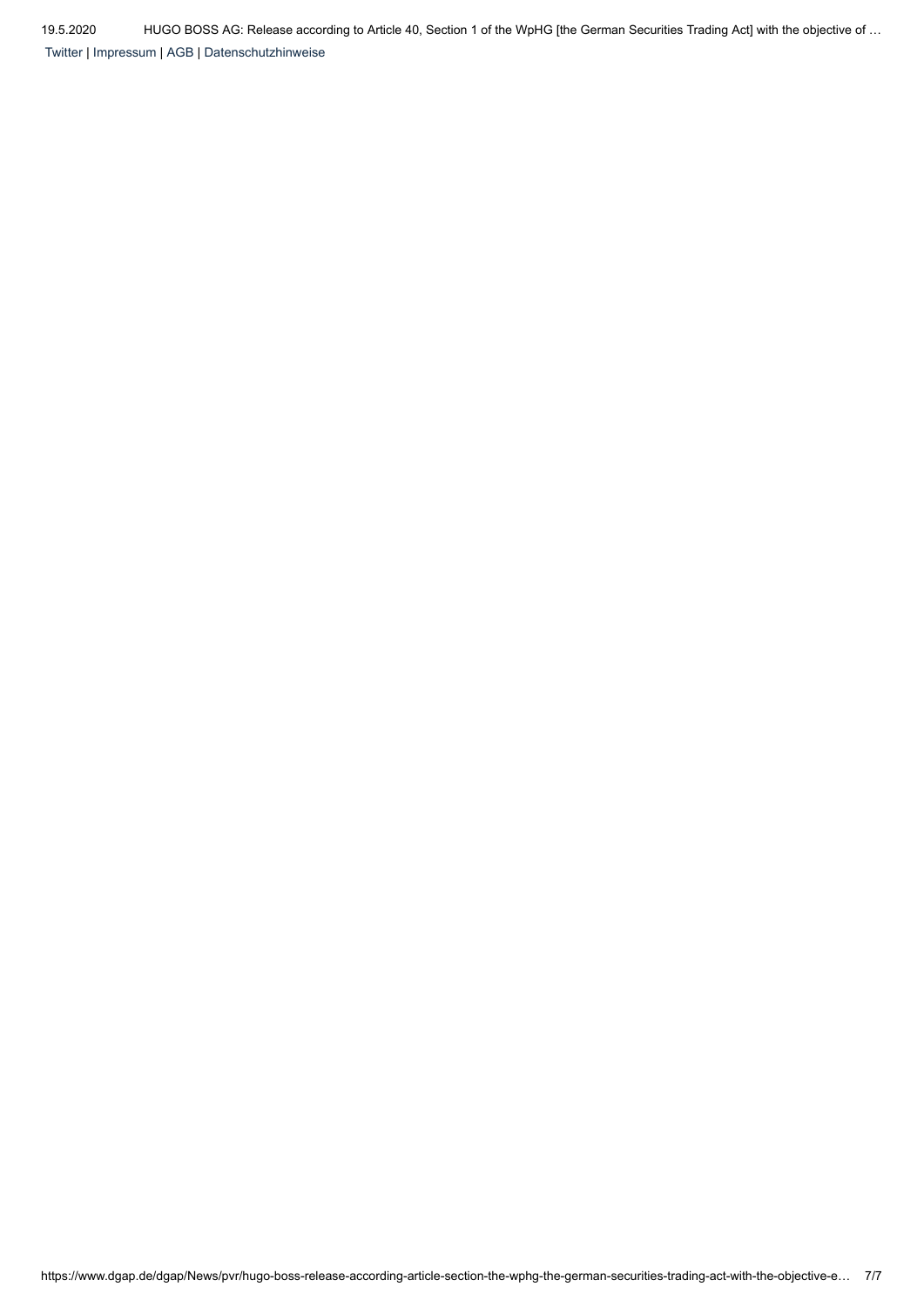Twitter | Impressum | AGB | Datenschutzhinweise